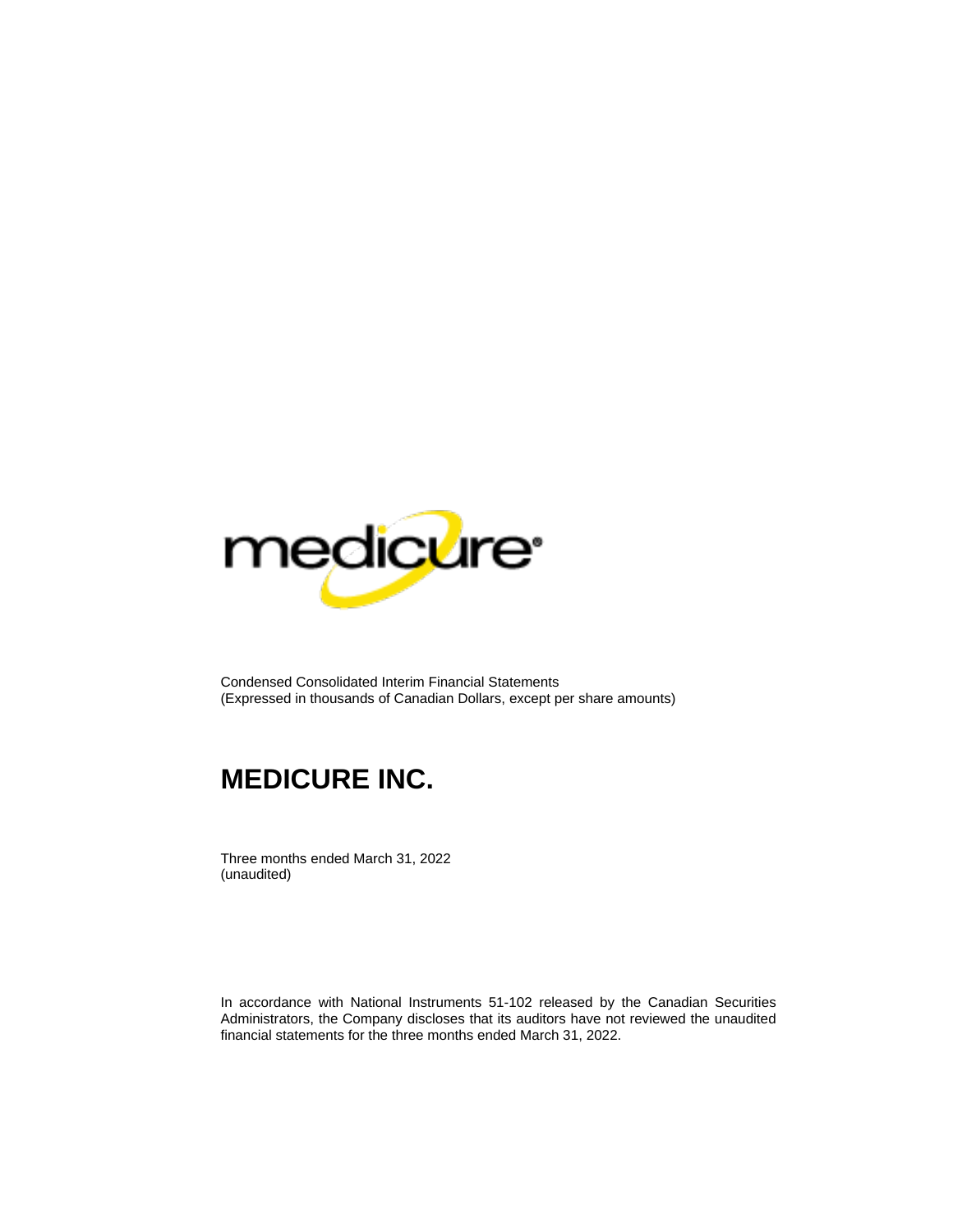Condensed Consolidated Interim Financial Statements
(Expressed in thousands of Canadian Dollars, except per share amounts)

# MEDICURE INC.

Three months ended March 31, 2022
(unaudited)

In accordance with National Instruments 51-102 released by the Canadian Securities Administrators, the Company discloses that its auditors have not reviewed the unaudited financial statements for the three months ended March 31, 2022.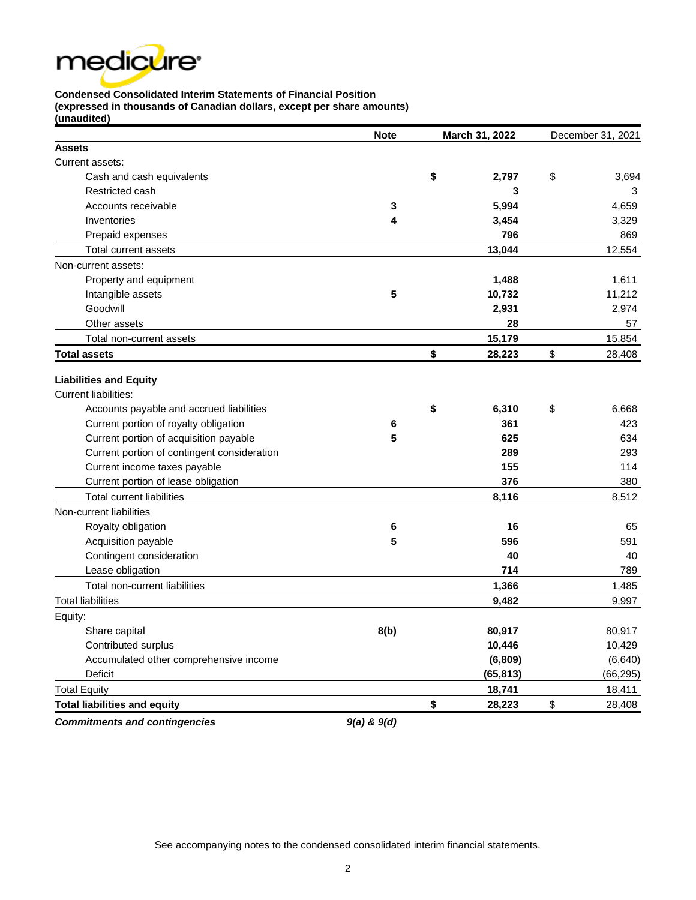**Condensed Consolidated Interim Statements of Financial Position**
**(expressed in thousands of Canadian dollars, except per share amounts)**
**(unaudited)**

| | Note | March 31, 2022 | December 31, 2021 |
|---|---|---|---|
| **Assets** | | | |
| Current assets: | | | |
| Cash and cash equivalents | | **$ 2,797** | $ 3,694 |
| Restricted cash | | **3** | 3 |
| Accounts receivable | **3** | **5,994** | 4,659 |
| Inventories | **4** | **3,454** | 3,329 |
| Prepaid expenses | | **796** | 869 |
| Total current assets | | **13,044** | 12,554 |
| Non-current assets: | | | |
| Property and equipment | | **1,488** | 1,611 |
| Intangible assets | **5** | **10,732** | 11,212 |
| Goodwill | | **2,931** | 2,974 |
| Other assets | | **28** | 57 |
| Total non-current assets | | **15,179** | 15,854 |
| **Total assets** | | **$ 28,223** | $ 28,408 |
| | | | |
| **Liabilities and Equity** | | | |
| Current liabilities: | | | |
| Accounts payable and accrued liabilities | | **$ 6,310** | $ 6,668 |
| Current portion of royalty obligation | **6** | **361** | 423 |
| Current portion of acquisition payable | **5** | **625** | 634 |
| Current portion of contingent consideration | | **289** | 293 |
| Current income taxes payable | | **155** | 114 |
| Current portion of lease obligation | | **376** | 380 |
| Total current liabilities | | **8,116** | 8,512 |
| Non-current liabilities | | | |
| Royalty obligation | **6** | **16** | 65 |
| Acquisition payable | **5** | **596** | 591 |
| Contingent consideration | | **40** | 40 |
| Lease obligation | | **714** | 789 |
| Total non-current liabilities | | **1,366** | 1,485 |
| Total liabilities | | **9,482** | 9,997 |
| Equity: | | | |
| Share capital | **8(b)** | **80,917** | 80,917 |
| Contributed surplus | | **10,446** | 10,429 |
| Accumulated other comprehensive income | | **(6,809)** | (6,640) |
| Deficit | | **(65,813)** | (66,295) |
| Total Equity | | **18,741** | 18,411 |
| **Total liabilities and equity** | | **$ 28,223** | $ 28,408 |
| ***Commitments and contingencies*** | ***9(a) & 9(d)*** | | |

See accompanying notes to the condensed consolidated interim financial statements.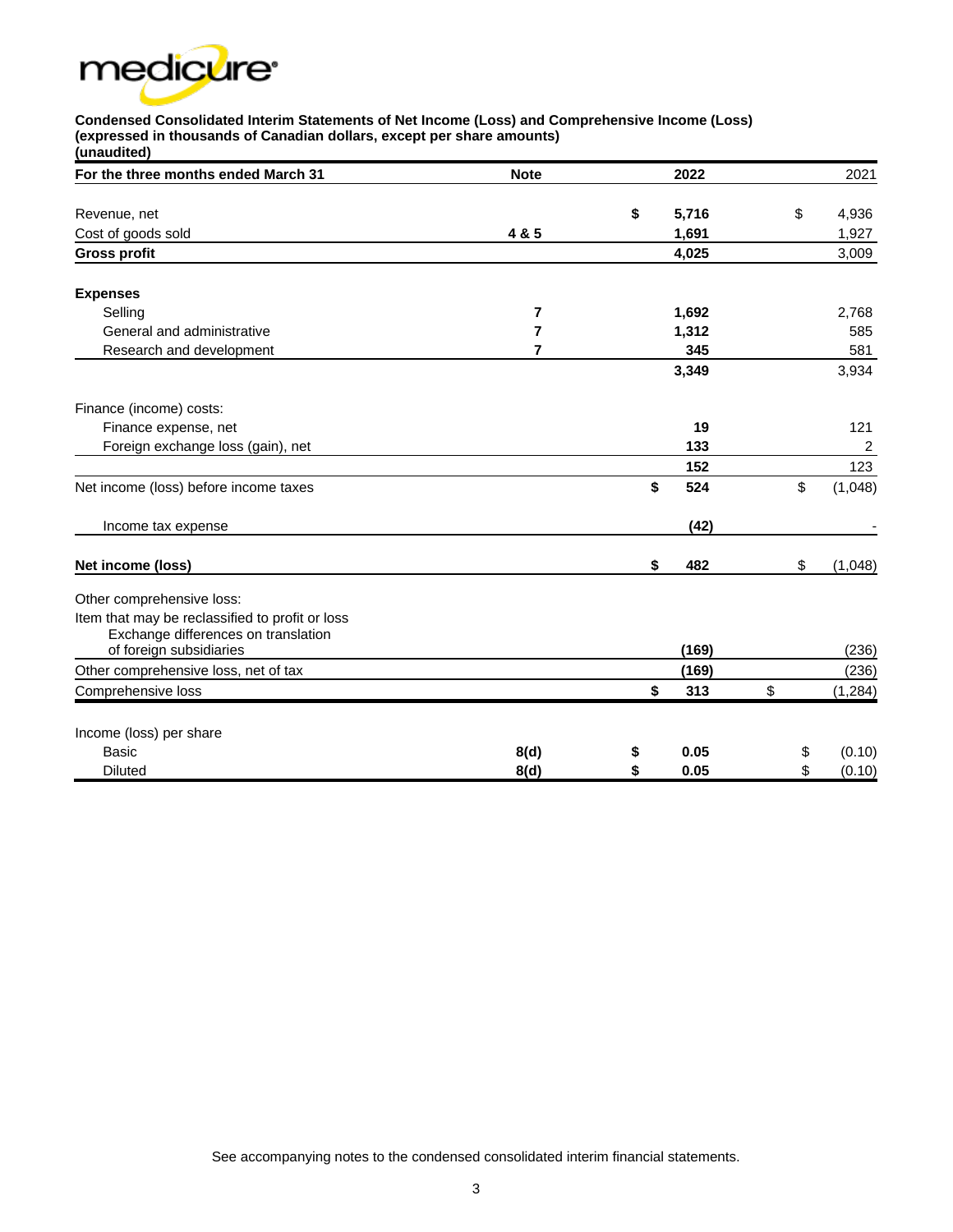**Condensed Consolidated Interim Statements of Net Income (Loss) and Comprehensive Income (Loss)**
**(expressed in thousands of Canadian dollars, except per share amounts)**
**(unaudited)**

| For the three months ended March 31 | Note | 2022 | 2021 |
|---|---|---|---|
| Revenue, net | | $ 5,716 | $ 4,936 |
| Cost of goods sold | 4 & 5 | 1,691 | 1,927 |
| **Gross profit** | | **4,025** | 3,009 |
| **Expenses** | | | |
| Selling | 7 | 1,692 | 2,768 |
| General and administrative | 7 | 1,312 | 585 |
| Research and development | 7 | 345 | 581 |
| | | 3,349 | 3,934 |
| Finance (income) costs: | | | |
| Finance expense, net | | 19 | 121 |
| Foreign exchange loss (gain), net | | 133 | 2 |
| | | 152 | 123 |
| Net income (loss) before income taxes | | $ 524 | $ (1,048) |
| Income tax expense | | (42) | - |
| **Net income (loss)** | | $ 482 | $ (1,048) |
| Other comprehensive loss: | | | |
| Item that may be reclassified to profit or loss | | | |
| Exchange differences on translation of foreign subsidiaries | | (169) | (236) |
| Other comprehensive loss, net of tax | | (169) | (236) |
| Comprehensive loss | | $ 313 | $ (1,284) |
| Income (loss) per share | | | |
| Basic | 8(d) | $ 0.05 | $ (0.10) |
| Diluted | 8(d) | $ 0.05 | $ (0.10) |

See accompanying notes to the condensed consolidated interim financial statements.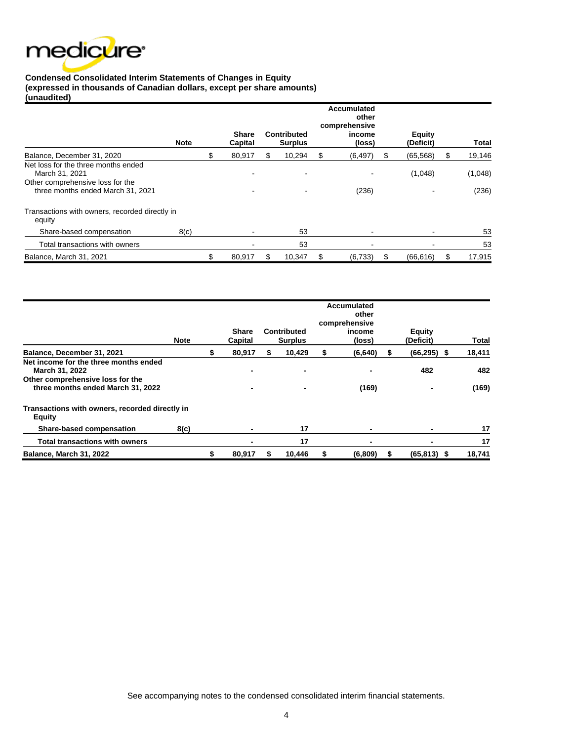**Condensed Consolidated Interim Statements of Changes in Equity**
**(expressed in thousands of Canadian dollars, except per share amounts)**
**(unaudited)**

| | Note | Share Capital | Contributed Surplus | Accumulated other comprehensive income (loss) | Equity (Deficit) | Total |
|---|---|---|---|---|---|---|
| Balance, December 31, 2020 | | $ 80,917 | $ 10,294 | $ (6,497) | $ (65,568) | $ 19,146 |
| Net loss for the three months ended March 31, 2021 | | - | - | - | (1,048) | (1,048) |
| Other comprehensive loss for the three months ended March 31, 2021 | | - | - | (236) | - | (236) |
| Transactions with owners, recorded directly in equity | | | | | | |
| Share-based compensation | 8(c) | - | 53 | - | - | 53 |
| Total transactions with owners | | - | 53 | - | - | 53 |
| Balance, March 31, 2021 | | $ 80,917 | $ 10,347 | $ (6,733) | $ (66,616) | $ 17,915 |

| | Note | Share Capital | Contributed Surplus | Accumulated other comprehensive income (loss) | Equity (Deficit) | Total |
|---|---|---|---|---|---|---|
| **Balance, December 31, 2021** | | **$ 80,917** | **$ 10,429** | **$ (6,640)** | **$ (66,295)** | **$ 18,411** |
| **Net income for the three months ended March 31, 2022** | | **-** | **-** | **-** | **482** | **482** |
| **Other comprehensive loss for the three months ended March 31, 2022** | | **-** | **-** | **(169)** | **-** | **(169)** |
| **Transactions with owners, recorded directly in Equity** | | | | | | |
| **Share-based compensation** | **8(c)** | **-** | **17** | **-** | **-** | **17** |
| **Total transactions with owners** | | **-** | **17** | **-** | **-** | **17** |
| **Balance, March 31, 2022** | | **$ 80,917** | **$ 10,446** | **$ (6,809)** | **$ (65,813)** | **$ 18,741** |

See accompanying notes to the condensed consolidated interim financial statements.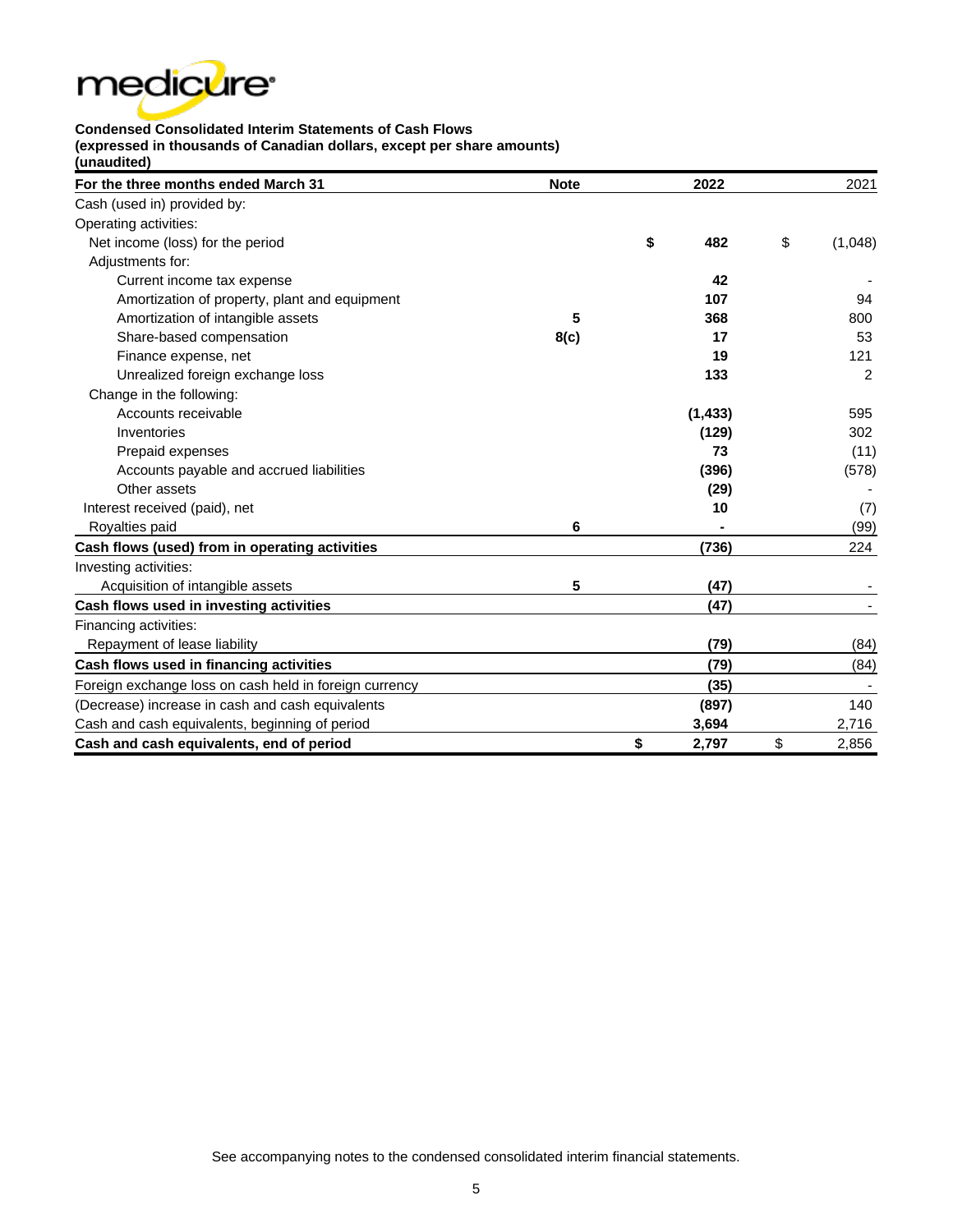**Condensed Consolidated Interim Statements of Cash Flows**
**(expressed in thousands of Canadian dollars, except per share amounts)**
**(unaudited)**

| For the three months ended March 31 | Note | 2022 | 2021 |
|---|---|---|---|
| Cash (used in) provided by: | | | |
| Operating activities: | | | |
| Net income (loss) for the period | | $ 482 | $ (1,048) |
| Adjustments for: | | | |
| Current income tax expense | | 42 | - |
| Amortization of property, plant and equipment | | 107 | 94 |
| Amortization of intangible assets | 5 | 368 | 800 |
| Share-based compensation | 8(c) | 17 | 53 |
| Finance expense, net | | 19 | 121 |
| Unrealized foreign exchange loss | | 133 | 2 |
| Change in the following: | | | |
| Accounts receivable | | (1,433) | 595 |
| Inventories | | (129) | 302 |
| Prepaid expenses | | 73 | (11) |
| Accounts payable and accrued liabilities | | (396) | (578) |
| Other assets | | (29) | - |
| Interest received (paid), net | | 10 | (7) |
| Royalties paid | 6 | - | (99) |
| **Cash flows (used) from in operating activities** | | **(736)** | 224 |
| Investing activities: | | | |
| Acquisition of intangible assets | 5 | (47) | - |
| **Cash flows used in investing activities** | | **(47)** | - |
| Financing activities: | | | |
| Repayment of lease liability | | (79) | (84) |
| **Cash flows used in financing activities** | | **(79)** | (84) |
| Foreign exchange loss on cash held in foreign currency | | (35) | - |
| (Decrease) increase in cash and cash equivalents | | (897) | 140 |
| Cash and cash equivalents, beginning of period | | 3,694 | 2,716 |
| **Cash and cash equivalents, end of period** | | **$ 2,797** | $ 2,856 |

See accompanying notes to the condensed consolidated interim financial statements.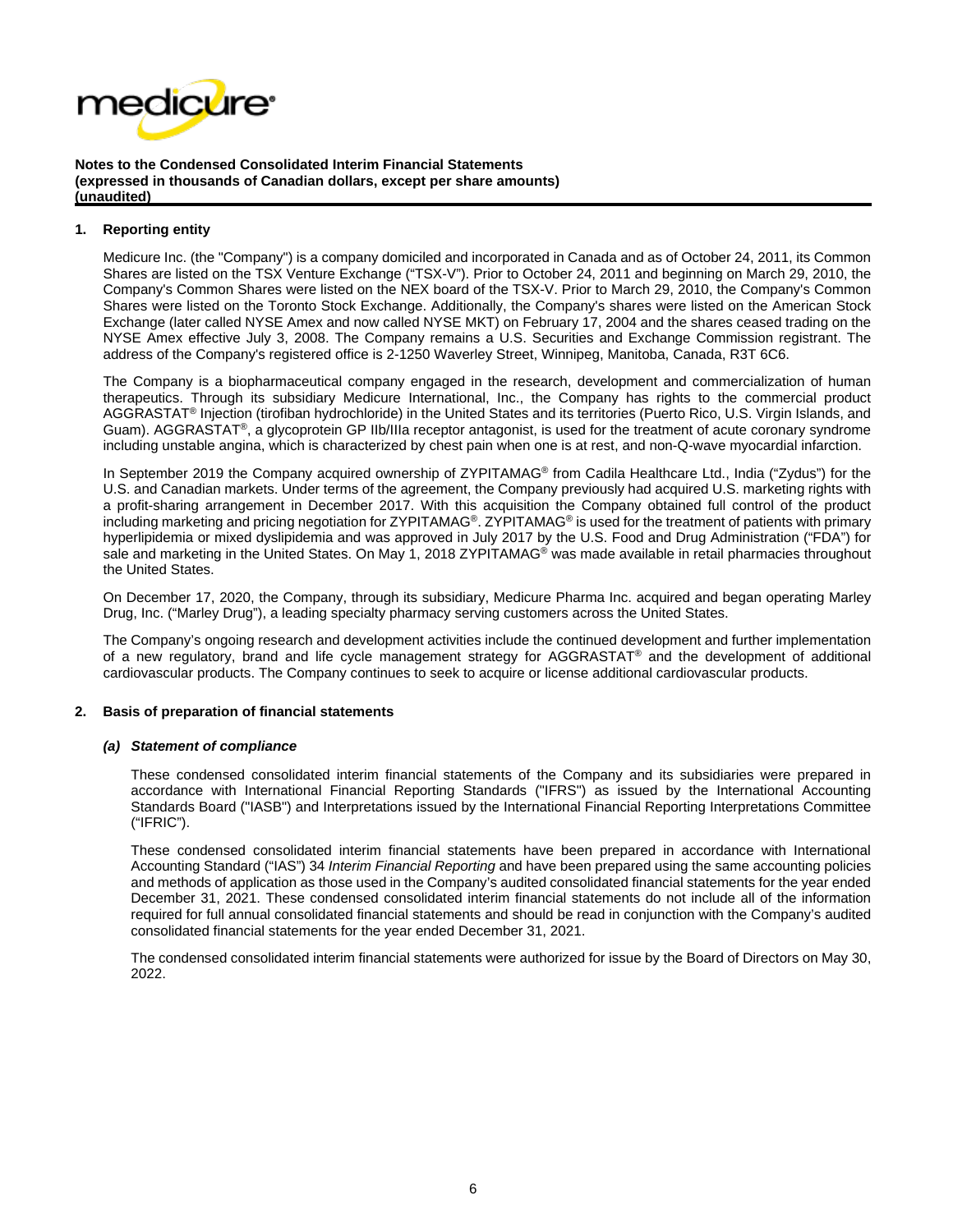**Notes to the Condensed Consolidated Interim Financial Statements**
**(expressed in thousands of Canadian dollars, except per share amounts)**
**(unaudited)**

## 1. Reporting entity

Medicure Inc. (the "Company") is a company domiciled and incorporated in Canada and as of October 24, 2011, its Common Shares are listed on the TSX Venture Exchange ("TSX-V"). Prior to October 24, 2011 and beginning on March 29, 2010, the Company's Common Shares were listed on the NEX board of the TSX-V. Prior to March 29, 2010, the Company's Common Shares were listed on the Toronto Stock Exchange. Additionally, the Company's shares were listed on the American Stock Exchange (later called NYSE Amex and now called NYSE MKT) on February 17, 2004 and the shares ceased trading on the NYSE Amex effective July 3, 2008. The Company remains a U.S. Securities and Exchange Commission registrant. The address of the Company's registered office is 2-1250 Waverley Street, Winnipeg, Manitoba, Canada, R3T 6C6.

The Company is a biopharmaceutical company engaged in the research, development and commercialization of human therapeutics. Through its subsidiary Medicure International, Inc., the Company has rights to the commercial product AGGRASTAT® Injection (tirofiban hydrochloride) in the United States and its territories (Puerto Rico, U.S. Virgin Islands, and Guam). AGGRASTAT®, a glycoprotein GP IIb/IIIa receptor antagonist, is used for the treatment of acute coronary syndrome including unstable angina, which is characterized by chest pain when one is at rest, and non-Q-wave myocardial infarction.

In September 2019 the Company acquired ownership of ZYPITAMAG® from Cadila Healthcare Ltd., India ("Zydus") for the U.S. and Canadian markets. Under terms of the agreement, the Company previously had acquired U.S. marketing rights with a profit-sharing arrangement in December 2017. With this acquisition the Company obtained full control of the product including marketing and pricing negotiation for ZYPITAMAG®. ZYPITAMAG® is used for the treatment of patients with primary hyperlipidemia or mixed dyslipidemia and was approved in July 2017 by the U.S. Food and Drug Administration ("FDA") for sale and marketing in the United States. On May 1, 2018 ZYPITAMAG® was made available in retail pharmacies throughout the United States.

On December 17, 2020, the Company, through its subsidiary, Medicure Pharma Inc. acquired and began operating Marley Drug, Inc. ("Marley Drug"), a leading specialty pharmacy serving customers across the United States.

The Company's ongoing research and development activities include the continued development and further implementation of a new regulatory, brand and life cycle management strategy for AGGRASTAT® and the development of additional cardiovascular products. The Company continues to seek to acquire or license additional cardiovascular products.

## 2. Basis of preparation of financial statements

### *(a) Statement of compliance*

These condensed consolidated interim financial statements of the Company and its subsidiaries were prepared in accordance with International Financial Reporting Standards ("IFRS") as issued by the International Accounting Standards Board ("IASB") and Interpretations issued by the International Financial Reporting Interpretations Committee ("IFRIC").

These condensed consolidated interim financial statements have been prepared in accordance with International Accounting Standard ("IAS") 34 *Interim Financial Reporting* and have been prepared using the same accounting policies and methods of application as those used in the Company's audited consolidated financial statements for the year ended December 31, 2021. These condensed consolidated interim financial statements do not include all of the information required for full annual consolidated financial statements and should be read in conjunction with the Company's audited consolidated financial statements for the year ended December 31, 2021.

The condensed consolidated interim financial statements were authorized for issue by the Board of Directors on May 30, 2022.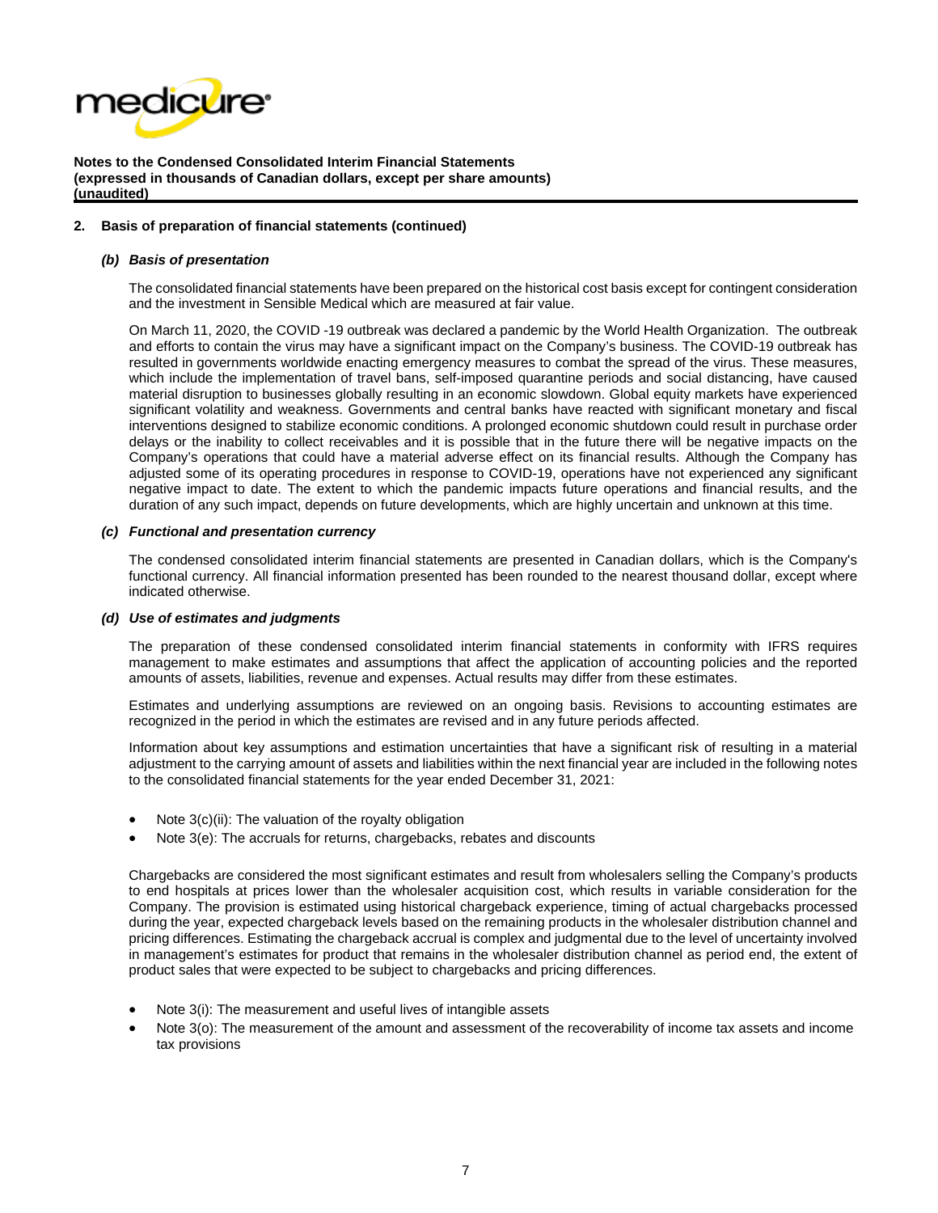## 2. Basis of preparation of financial statements (continued)

### *(b) Basis of presentation*

The consolidated financial statements have been prepared on the historical cost basis except for contingent consideration and the investment in Sensible Medical which are measured at fair value.

On March 11, 2020, the COVID -19 outbreak was declared a pandemic by the World Health Organization. The outbreak and efforts to contain the virus may have a significant impact on the Company's business. The COVID-19 outbreak has resulted in governments worldwide enacting emergency measures to combat the spread of the virus. These measures, which include the implementation of travel bans, self-imposed quarantine periods and social distancing, have caused material disruption to businesses globally resulting in an economic slowdown. Global equity markets have experienced significant volatility and weakness. Governments and central banks have reacted with significant monetary and fiscal interventions designed to stabilize economic conditions. A prolonged economic shutdown could result in purchase order delays or the inability to collect receivables and it is possible that in the future there will be negative impacts on the Company's operations that could have a material adverse effect on its financial results. Although the Company has adjusted some of its operating procedures in response to COVID-19, operations have not experienced any significant negative impact to date. The extent to which the pandemic impacts future operations and financial results, and the duration of any such impact, depends on future developments, which are highly uncertain and unknown at this time.

### *(c) Functional and presentation currency*

The condensed consolidated interim financial statements are presented in Canadian dollars, which is the Company's functional currency. All financial information presented has been rounded to the nearest thousand dollar, except where indicated otherwise.

### *(d) Use of estimates and judgments*

The preparation of these condensed consolidated interim financial statements in conformity with IFRS requires management to make estimates and assumptions that affect the application of accounting policies and the reported amounts of assets, liabilities, revenue and expenses. Actual results may differ from these estimates.

Estimates and underlying assumptions are reviewed on an ongoing basis. Revisions to accounting estimates are recognized in the period in which the estimates are revised and in any future periods affected.

Information about key assumptions and estimation uncertainties that have a significant risk of resulting in a material adjustment to the carrying amount of assets and liabilities within the next financial year are included in the following notes to the consolidated financial statements for the year ended December 31, 2021:

- Note 3(c)(ii): The valuation of the royalty obligation
- Note 3(e): The accruals for returns, chargebacks, rebates and discounts

Chargebacks are considered the most significant estimates and result from wholesalers selling the Company's products to end hospitals at prices lower than the wholesaler acquisition cost, which results in variable consideration for the Company. The provision is estimated using historical chargeback experience, timing of actual chargebacks processed during the year, expected chargeback levels based on the remaining products in the wholesaler distribution channel and pricing differences. Estimating the chargeback accrual is complex and judgmental due to the level of uncertainty involved in management's estimates for product that remains in the wholesaler distribution channel as period end, the extent of product sales that were expected to be subject to chargebacks and pricing differences.

- Note 3(i): The measurement and useful lives of intangible assets
- Note 3(o): The measurement of the amount and assessment of the recoverability of income tax assets and income tax provisions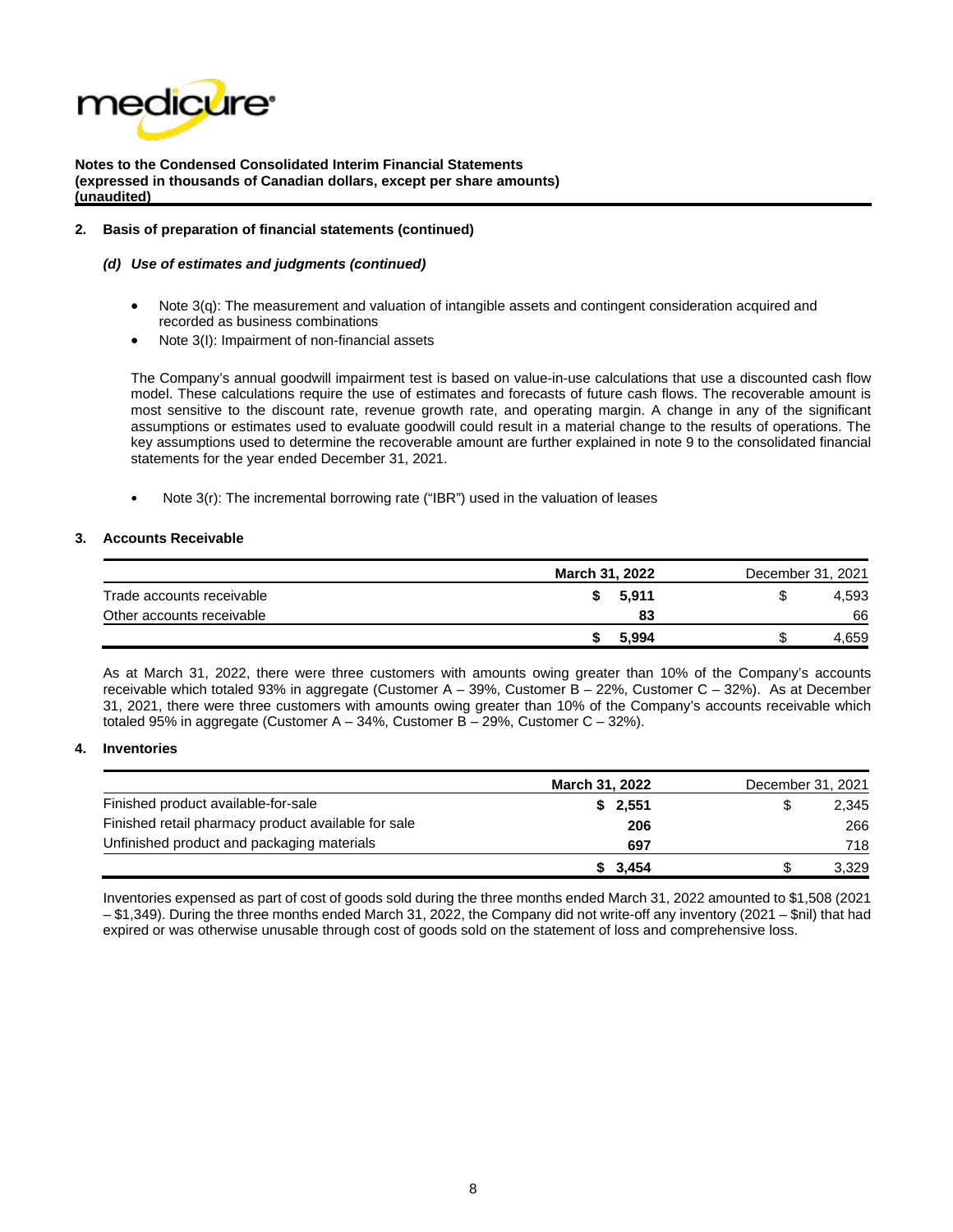**Notes to the Condensed Consolidated Interim Financial Statements**
**(expressed in thousands of Canadian dollars, except per share amounts)**
**(unaudited)**

## 2. Basis of preparation of financial statements (continued)

### *(d) Use of estimates and judgments (continued)*

- Note 3(q): The measurement and valuation of intangible assets and contingent consideration acquired and recorded as business combinations
- Note 3(l): Impairment of non-financial assets

The Company's annual goodwill impairment test is based on value-in-use calculations that use a discounted cash flow model. These calculations require the use of estimates and forecasts of future cash flows. The recoverable amount is most sensitive to the discount rate, revenue growth rate, and operating margin. A change in any of the significant assumptions or estimates used to evaluate goodwill could result in a material change to the results of operations. The key assumptions used to determine the recoverable amount are further explained in note 9 to the consolidated financial statements for the year ended December 31, 2021.

- Note 3(r): The incremental borrowing rate ("IBR") used in the valuation of leases

## 3. Accounts Receivable

| | **March 31, 2022** | December 31, 2021 |
|---|---|---|
| Trade accounts receivable | **$ 5,911** | $ 4,593 |
| Other accounts receivable | **83** | 66 |
| | **$ 5,994** | $ 4,659 |

As at March 31, 2022, there were three customers with amounts owing greater than 10% of the Company's accounts receivable which totaled 93% in aggregate (Customer A – 39%, Customer B – 22%, Customer C – 32%). As at December 31, 2021, there were three customers with amounts owing greater than 10% of the Company's accounts receivable which totaled 95% in aggregate (Customer A – 34%, Customer B – 29%, Customer C – 32%).

## 4. Inventories

| | **March 31, 2022** | December 31, 2021 |
|---|---|---|
| Finished product available-for-sale | **$ 2,551** | $ 2,345 |
| Finished retail pharmacy product available for sale | **206** | 266 |
| Unfinished product and packaging materials | **697** | 718 |
| | **$ 3,454** | $ 3,329 |

Inventories expensed as part of cost of goods sold during the three months ended March 31, 2022 amounted to $1,508 (2021 – $1,349). During the three months ended March 31, 2022, the Company did not write-off any inventory (2021 – $nil) that had expired or was otherwise unusable through cost of goods sold on the statement of loss and comprehensive loss.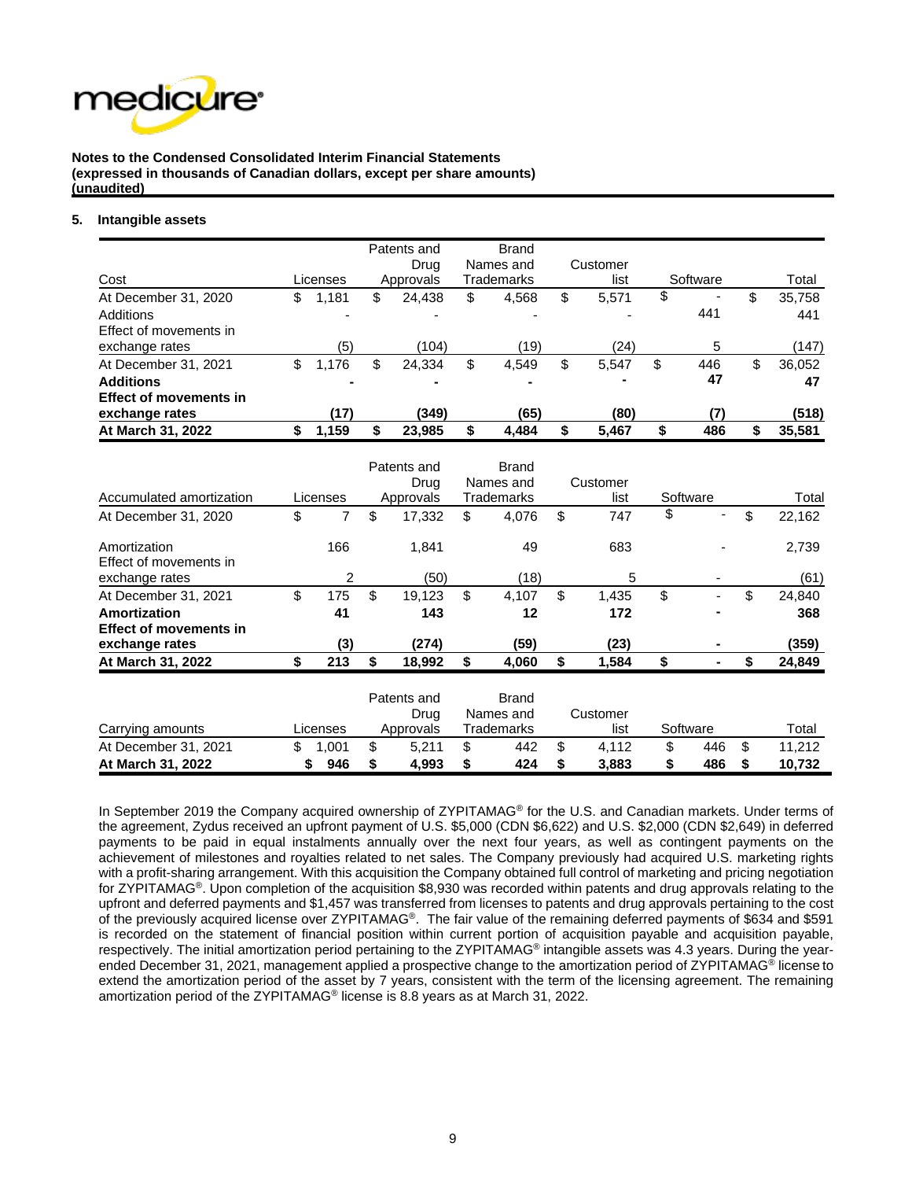**Notes to the Condensed Consolidated Interim Financial Statements**
**(expressed in thousands of Canadian dollars, except per share amounts)**
**(unaudited)**

**5. Intangible assets**

| Cost | Licenses | Patents and Drug Approvals | Brand Names and Trademarks | Customer list | Software | Total |
|---|---|---|---|---|---|---|
| At December 31, 2020 | $ 1,181 | $ 24,438 | $ 4,568 | $ 5,571 | $ - | $ 35,758 |
| Additions | - | - | - | - | 441 | 441 |
| Effect of movements in exchange rates | (5) | (104) | (19) | (24) | 5 | (147) |
| At December 31, 2021 | $ 1,176 | $ 24,334 | $ 4,549 | $ 5,547 | $ 446 | $ 36,052 |
| **Additions** | **-** | **-** | **-** | **-** | **47** | **47** |
| **Effect of movements in exchange rates** | **(17)** | **(349)** | **(65)** | **(80)** | **(7)** | **(518)** |
| **At March 31, 2022** | **$ 1,159** | **$ 23,985** | **$ 4,484** | **$ 5,467** | **$ 486** | **$ 35,581** |

| Accumulated amortization | Licenses | Patents and Drug Approvals | Brand Names and Trademarks | Customer list | Software | Total |
|---|---|---|---|---|---|---|
| At December 31, 2020 | $ 7 | $ 17,332 | $ 4,076 | $ 747 | $ - | $ 22,162 |
| Amortization | 166 | 1,841 | 49 | 683 | - | 2,739 |
| Effect of movements in exchange rates | 2 | (50) | (18) | 5 | - | (61) |
| At December 31, 2021 | $ 175 | $ 19,123 | $ 4,107 | $ 1,435 | $ - | $ 24,840 |
| **Amortization** | **41** | **143** | **12** | **172** | **-** | **368** |
| **Effect of movements in exchange rates** | **(3)** | **(274)** | **(59)** | **(23)** | **-** | **(359)** |
| **At March 31, 2022** | **$ 213** | **$ 18,992** | **$ 4,060** | **$ 1,584** | **$ -** | **$ 24,849** |

| Carrying amounts | Licenses | Patents and Drug Approvals | Brand Names and Trademarks | Customer list | Software | Total |
|---|---|---|---|---|---|---|
| At December 31, 2021 | $ 1,001 | $ 5,211 | $ 442 | $ 4,112 | $ 446 | $ 11,212 |
| **At March 31, 2022** | **$ 946** | **$ 4,993** | **$ 424** | **$ 3,883** | **$ 486** | **$ 10,732** |

In September 2019 the Company acquired ownership of ZYPITAMAG® for the U.S. and Canadian markets. Under terms of the agreement, Zydus received an upfront payment of U.S. $5,000 (CDN $6,622) and U.S. $2,000 (CDN $2,649) in deferred payments to be paid in equal instalments annually over the next four years, as well as contingent payments on the achievement of milestones and royalties related to net sales. The Company previously had acquired U.S. marketing rights with a profit-sharing arrangement. With this acquisition the Company obtained full control of marketing and pricing negotiation for ZYPITAMAG®. Upon completion of the acquisition $8,930 was recorded within patents and drug approvals relating to the upfront and deferred payments and $1,457 was transferred from licenses to patents and drug approvals pertaining to the cost of the previously acquired license over ZYPITAMAG®. The fair value of the remaining deferred payments of $634 and $591 is recorded on the statement of financial position within current portion of acquisition payable and acquisition payable, respectively. The initial amortization period pertaining to the ZYPITAMAG® intangible assets was 4.3 years. During the year-ended December 31, 2021, management applied a prospective change to the amortization period of ZYPITAMAG® license to extend the amortization period of the asset by 7 years, consistent with the term of the licensing agreement. The remaining amortization period of the ZYPITAMAG® license is 8.8 years as at March 31, 2022.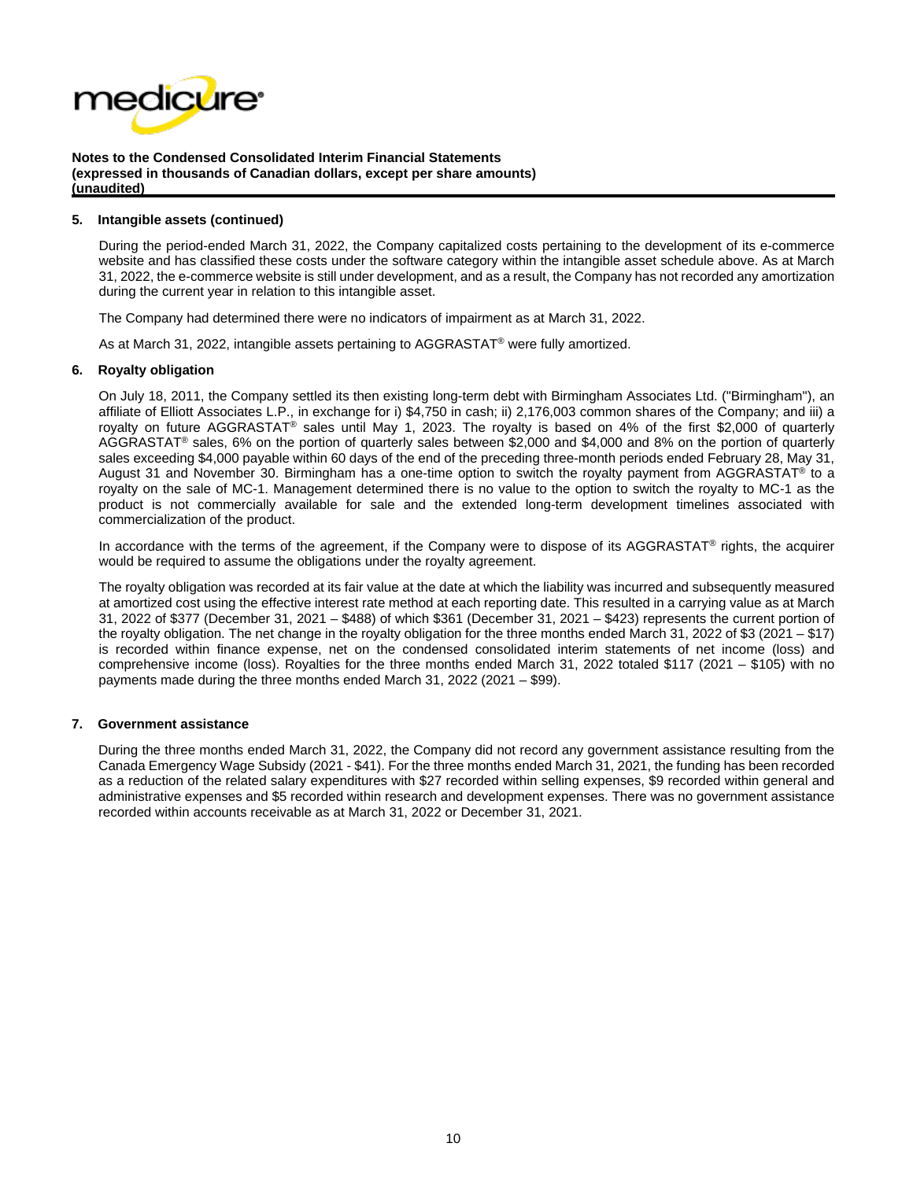**Notes to the Condensed Consolidated Interim Financial Statements**
**(expressed in thousands of Canadian dollars, except per share amounts)**
**(unaudited)**

## 5. Intangible assets (continued)

During the period-ended March 31, 2022, the Company capitalized costs pertaining to the development of its e-commerce website and has classified these costs under the software category within the intangible asset schedule above. As at March 31, 2022, the e-commerce website is still under development, and as a result, the Company has not recorded any amortization during the current year in relation to this intangible asset.

The Company had determined there were no indicators of impairment as at March 31, 2022.

As at March 31, 2022, intangible assets pertaining to AGGRASTAT® were fully amortized.

## 6. Royalty obligation

On July 18, 2011, the Company settled its then existing long-term debt with Birmingham Associates Ltd. ("Birmingham"), an affiliate of Elliott Associates L.P., in exchange for i) $4,750 in cash; ii) 2,176,003 common shares of the Company; and iii) a royalty on future AGGRASTAT® sales until May 1, 2023. The royalty is based on 4% of the first $2,000 of quarterly AGGRASTAT® sales, 6% on the portion of quarterly sales between $2,000 and $4,000 and 8% on the portion of quarterly sales exceeding $4,000 payable within 60 days of the end of the preceding three-month periods ended February 28, May 31, August 31 and November 30. Birmingham has a one-time option to switch the royalty payment from AGGRASTAT® to a royalty on the sale of MC-1. Management determined there is no value to the option to switch the royalty to MC-1 as the product is not commercially available for sale and the extended long-term development timelines associated with commercialization of the product.

In accordance with the terms of the agreement, if the Company were to dispose of its AGGRASTAT® rights, the acquirer would be required to assume the obligations under the royalty agreement.

The royalty obligation was recorded at its fair value at the date at which the liability was incurred and subsequently measured at amortized cost using the effective interest rate method at each reporting date. This resulted in a carrying value as at March 31, 2022 of $377 (December 31, 2021 – $488) of which $361 (December 31, 2021 – $423) represents the current portion of the royalty obligation. The net change in the royalty obligation for the three months ended March 31, 2022 of $3 (2021 – $17) is recorded within finance expense, net on the condensed consolidated interim statements of net income (loss) and comprehensive income (loss). Royalties for the three months ended March 31, 2022 totaled $117 (2021 – $105) with no payments made during the three months ended March 31, 2022 (2021 – $99).

## 7. Government assistance

During the three months ended March 31, 2022, the Company did not record any government assistance resulting from the Canada Emergency Wage Subsidy (2021 - $41). For the three months ended March 31, 2021, the funding has been recorded as a reduction of the related salary expenditures with $27 recorded within selling expenses, $9 recorded within general and administrative expenses and $5 recorded within research and development expenses. There was no government assistance recorded within accounts receivable as at March 31, 2022 or December 31, 2021.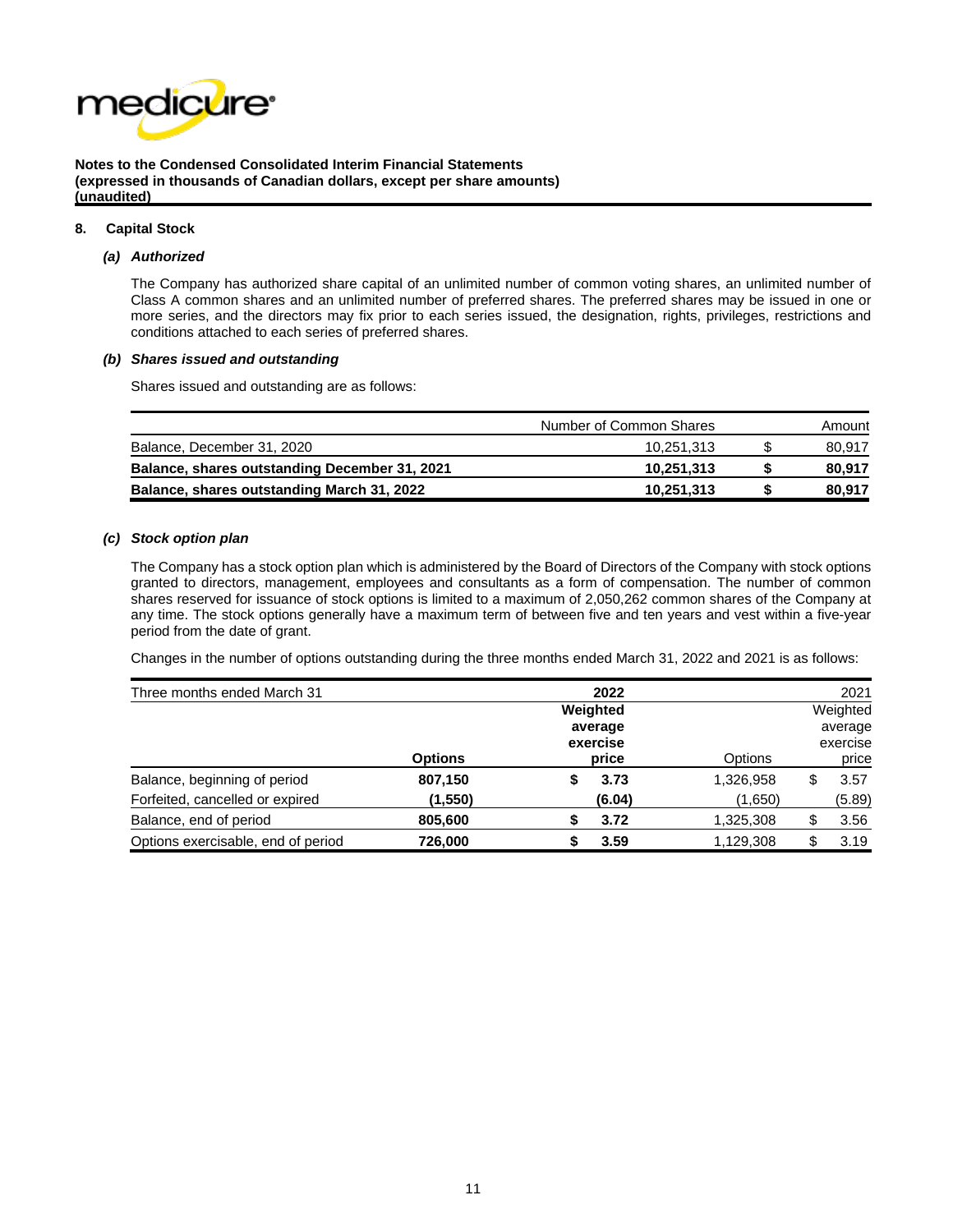**Notes to the Condensed Consolidated Interim Financial Statements**
**(expressed in thousands of Canadian dollars, except per share amounts)**
**(unaudited)**

## 8. Capital Stock

### *(a) Authorized*

The Company has authorized share capital of an unlimited number of common voting shares, an unlimited number of Class A common shares and an unlimited number of preferred shares. The preferred shares may be issued in one or more series, and the directors may fix prior to each series issued, the designation, rights, privileges, restrictions and conditions attached to each series of preferred shares.

### *(b) Shares issued and outstanding*

Shares issued and outstanding are as follows:

| | Number of Common Shares | | Amount |
|---|---|---|---|
| Balance, December 31, 2020 | 10,251,313 | $ | 80,917 |
| **Balance, shares outstanding December 31, 2021** | **10,251,313** | **$** | **80,917** |
| **Balance, shares outstanding March 31, 2022** | **10,251,313** | **$** | **80,917** |

### *(c) Stock option plan*

The Company has a stock option plan which is administered by the Board of Directors of the Company with stock options granted to directors, management, employees and consultants as a form of compensation. The number of common shares reserved for issuance of stock options is limited to a maximum of 2,050,262 common shares of the Company at any time. The stock options generally have a maximum term of between five and ten years and vest within a five-year period from the date of grant.

Changes in the number of options outstanding during the three months ended March 31, 2022 and 2021 is as follows:

| Three months ended March 31 | | **2022** | | 2021 |
|---|---|---|---|---|
| | **Options** | **Weighted average exercise price** | Options | Weighted average exercise price |
| Balance, beginning of period | **807,150** | **$ 3.73** | 1,326,958 | $ 3.57 |
| Forfeited, cancelled or expired | **(1,550)** | **(6.04)** | (1,650) | (5.89) |
| Balance, end of period | **805,600** | **$ 3.72** | 1,325,308 | $ 3.56 |
| Options exercisable, end of period | **726,000** | **$ 3.59** | 1,129,308 | $ 3.19 |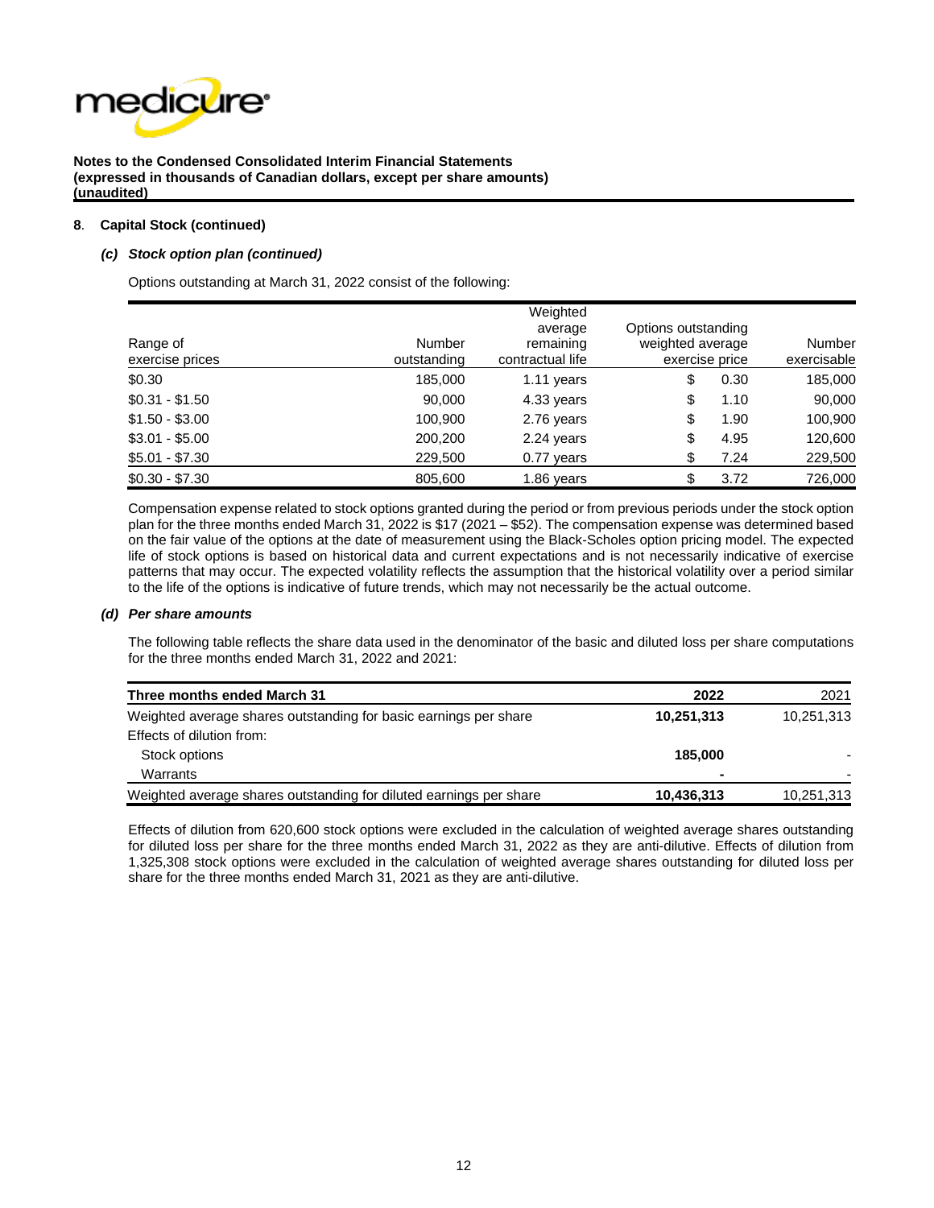**Notes to the Condensed Consolidated Interim Financial Statements**
**(expressed in thousands of Canadian dollars, except per share amounts)**
**(unaudited)**

**8. Capital Stock (continued)**

***(c) Stock option plan (continued)***

Options outstanding at March 31, 2022 consist of the following:

| Range of exercise prices | Number outstanding | Weighted average remaining contractual life | Options outstanding weighted average exercise price | Number exercisable |
|---|---|---|---|---|
| $0.30 | 185,000 | 1.11 years | $ 0.30 | 185,000 |
| $0.31 - $1.50 | 90,000 | 4.33 years | $ 1.10 | 90,000 |
| $1.50 - $3.00 | 100,900 | 2.76 years | $ 1.90 | 100,900 |
| $3.01 - $5.00 | 200,200 | 2.24 years | $ 4.95 | 120,600 |
| $5.01 - $7.30 | 229,500 | 0.77 years | $ 7.24 | 229,500 |
| $0.30 - $7.30 | 805,600 | 1.86 years | $ 3.72 | 726,000 |

Compensation expense related to stock options granted during the period or from previous periods under the stock option plan for the three months ended March 31, 2022 is $17 (2021 – $52). The compensation expense was determined based on the fair value of the options at the date of measurement using the Black-Scholes option pricing model. The expected life of stock options is based on historical data and current expectations and is not necessarily indicative of exercise patterns that may occur. The expected volatility reflects the assumption that the historical volatility over a period similar to the life of the options is indicative of future trends, which may not necessarily be the actual outcome.

***(d) Per share amounts***

The following table reflects the share data used in the denominator of the basic and diluted loss per share computations for the three months ended March 31, 2022 and 2021:

| **Three months ended March 31** | **2022** | 2021 |
|---|---|---|
| Weighted average shares outstanding for basic earnings per share | **10,251,313** | 10,251,313 |
| Effects of dilution from: | | |
| Stock options | **185,000** | - |
| Warrants | **-** | - |
| Weighted average shares outstanding for diluted earnings per share | **10,436,313** | 10,251,313 |

Effects of dilution from 620,600 stock options were excluded in the calculation of weighted average shares outstanding for diluted loss per share for the three months ended March 31, 2022 as they are anti-dilutive. Effects of dilution from 1,325,308 stock options were excluded in the calculation of weighted average shares outstanding for diluted loss per share for the three months ended March 31, 2021 as they are anti-dilutive.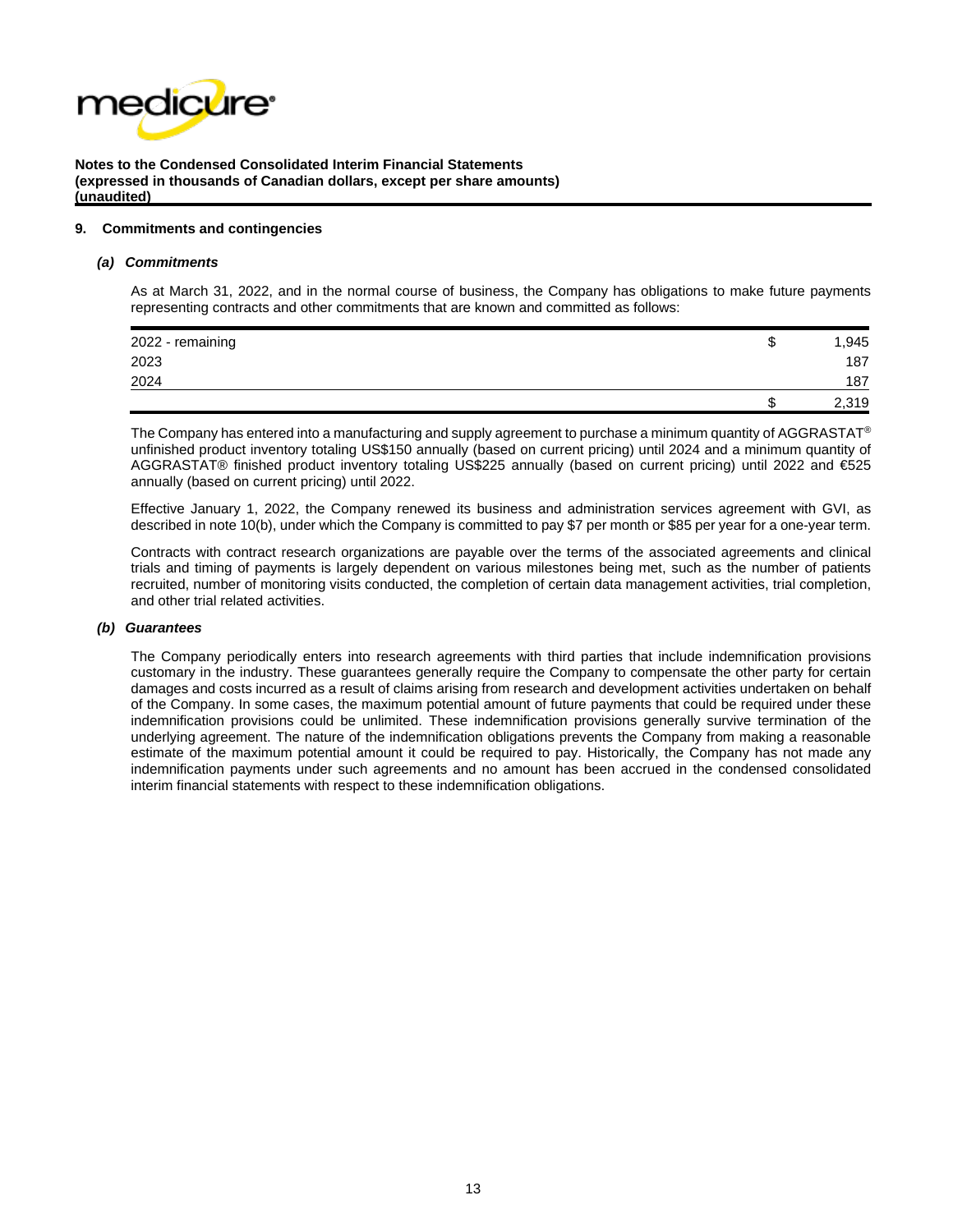**Notes to the Condensed Consolidated Interim Financial Statements**
**(expressed in thousands of Canadian dollars, except per share amounts)**
**(unaudited)**

**9. Commitments and contingencies**

***(a) Commitments***

As at March 31, 2022, and in the normal course of business, the Company has obligations to make future payments representing contracts and other commitments that are known and committed as follows:

| | | |
|---|---|---|
| 2022 - remaining | $ | 1,945 |
| 2023 | | 187 |
| 2024 | | 187 |
| | $ | 2,319 |

The Company has entered into a manufacturing and supply agreement to purchase a minimum quantity of AGGRASTAT® unfinished product inventory totaling US$150 annually (based on current pricing) until 2024 and a minimum quantity of AGGRASTAT® finished product inventory totaling US$225 annually (based on current pricing) until 2022 and €525 annually (based on current pricing) until 2022.

Effective January 1, 2022, the Company renewed its business and administration services agreement with GVI, as described in note 10(b), under which the Company is committed to pay $7 per month or $85 per year for a one-year term.

Contracts with contract research organizations are payable over the terms of the associated agreements and clinical trials and timing of payments is largely dependent on various milestones being met, such as the number of patients recruited, number of monitoring visits conducted, the completion of certain data management activities, trial completion, and other trial related activities.

***(b) Guarantees***

The Company periodically enters into research agreements with third parties that include indemnification provisions customary in the industry. These guarantees generally require the Company to compensate the other party for certain damages and costs incurred as a result of claims arising from research and development activities undertaken on behalf of the Company. In some cases, the maximum potential amount of future payments that could be required under these indemnification provisions could be unlimited. These indemnification provisions generally survive termination of the underlying agreement. The nature of the indemnification obligations prevents the Company from making a reasonable estimate of the maximum potential amount it could be required to pay. Historically, the Company has not made any indemnification payments under such agreements and no amount has been accrued in the condensed consolidated interim financial statements with respect to these indemnification obligations.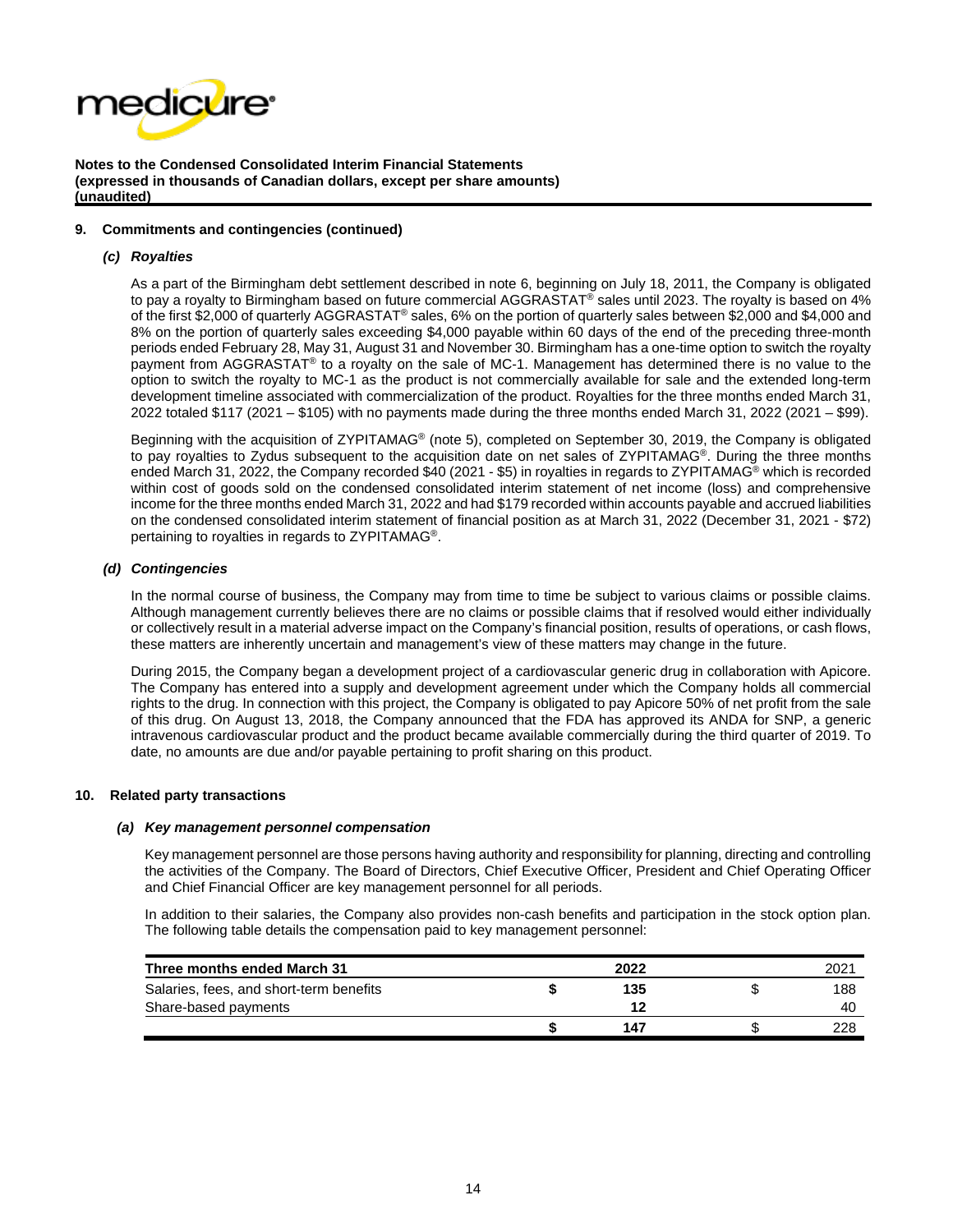**Notes to the Condensed Consolidated Interim Financial Statements**
**(expressed in thousands of Canadian dollars, except per share amounts)**
**(unaudited)**

**9. Commitments and contingencies (continued)**

***(c) Royalties***

As a part of the Birmingham debt settlement described in note 6, beginning on July 18, 2011, the Company is obligated to pay a royalty to Birmingham based on future commercial AGGRASTAT® sales until 2023. The royalty is based on 4% of the first $2,000 of quarterly AGGRASTAT® sales, 6% on the portion of quarterly sales between $2,000 and $4,000 and 8% on the portion of quarterly sales exceeding $4,000 payable within 60 days of the end of the preceding three-month periods ended February 28, May 31, August 31 and November 30. Birmingham has a one-time option to switch the royalty payment from AGGRASTAT® to a royalty on the sale of MC-1. Management has determined there is no value to the option to switch the royalty to MC-1 as the product is not commercially available for sale and the extended long-term development timeline associated with commercialization of the product. Royalties for the three months ended March 31, 2022 totaled $117 (2021 – $105) with no payments made during the three months ended March 31, 2022 (2021 – $99).

Beginning with the acquisition of ZYPITAMAG® (note 5), completed on September 30, 2019, the Company is obligated to pay royalties to Zydus subsequent to the acquisition date on net sales of ZYPITAMAG®. During the three months ended March 31, 2022, the Company recorded $40 (2021 - $5) in royalties in regards to ZYPITAMAG® which is recorded within cost of goods sold on the condensed consolidated interim statement of net income (loss) and comprehensive income for the three months ended March 31, 2022 and had $179 recorded within accounts payable and accrued liabilities on the condensed consolidated interim statement of financial position as at March 31, 2022 (December 31, 2021 - $72) pertaining to royalties in regards to ZYPITAMAG®.

***(d) Contingencies***

In the normal course of business, the Company may from time to time be subject to various claims or possible claims. Although management currently believes there are no claims or possible claims that if resolved would either individually or collectively result in a material adverse impact on the Company's financial position, results of operations, or cash flows, these matters are inherently uncertain and management's view of these matters may change in the future.

During 2015, the Company began a development project of a cardiovascular generic drug in collaboration with Apicore. The Company has entered into a supply and development agreement under which the Company holds all commercial rights to the drug. In connection with this project, the Company is obligated to pay Apicore 50% of net profit from the sale of this drug. On August 13, 2018, the Company announced that the FDA has approved its ANDA for SNP, a generic intravenous cardiovascular product and the product became available commercially during the third quarter of 2019. To date, no amounts are due and/or payable pertaining to profit sharing on this product.

**10. Related party transactions**

***(a) Key management personnel compensation***

Key management personnel are those persons having authority and responsibility for planning, directing and controlling the activities of the Company. The Board of Directors, Chief Executive Officer, President and Chief Operating Officer and Chief Financial Officer are key management personnel for all periods.

In addition to their salaries, the Company also provides non-cash benefits and participation in the stock option plan. The following table details the compensation paid to key management personnel:

| **Three months ended March 31** | | **2022** | | 2021 |
|---|---|---|---|---|
| Salaries, fees, and short-term benefits | **$** | **135** | $ | 188 |
| Share-based payments | | **12** | | 40 |
| | **$** | **147** | $ | 228 |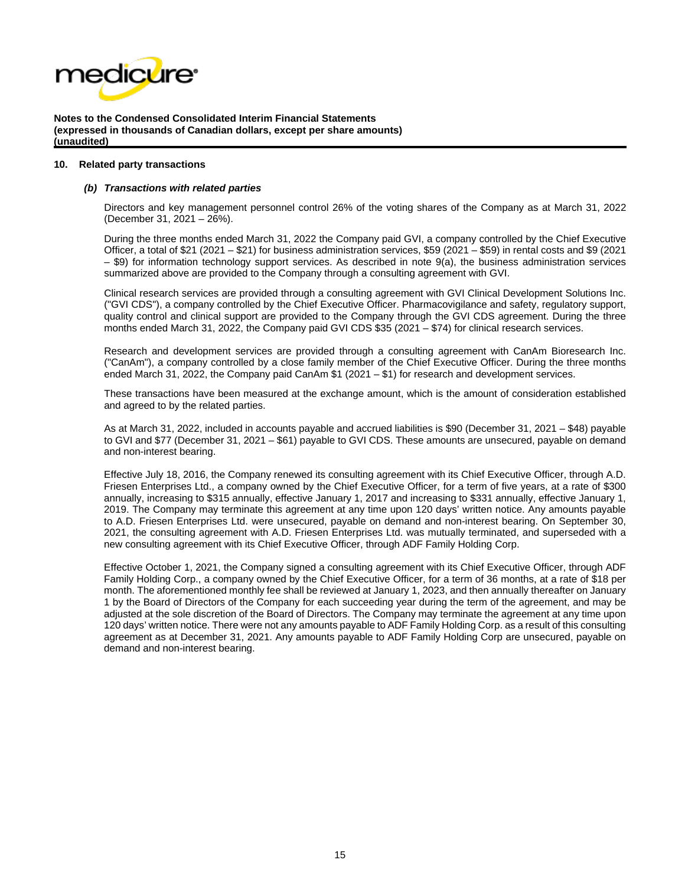**Notes to the Condensed Consolidated Interim Financial Statements**
**(expressed in thousands of Canadian dollars, except per share amounts)**
**(unaudited)**

## 10. Related party transactions

### *(b) Transactions with related parties*

Directors and key management personnel control 26% of the voting shares of the Company as at March 31, 2022 (December 31, 2021 – 26%).

During the three months ended March 31, 2022 the Company paid GVI, a company controlled by the Chief Executive Officer, a total of $21 (2021 – $21) for business administration services, $59 (2021 – $59) in rental costs and $9 (2021 – $9) for information technology support services. As described in note 9(a), the business administration services summarized above are provided to the Company through a consulting agreement with GVI.

Clinical research services are provided through a consulting agreement with GVI Clinical Development Solutions Inc. ("GVI CDS"), a company controlled by the Chief Executive Officer. Pharmacovigilance and safety, regulatory support, quality control and clinical support are provided to the Company through the GVI CDS agreement. During the three months ended March 31, 2022, the Company paid GVI CDS $35 (2021 – $74) for clinical research services.

Research and development services are provided through a consulting agreement with CanAm Bioresearch Inc. ("CanAm"), a company controlled by a close family member of the Chief Executive Officer. During the three months ended March 31, 2022, the Company paid CanAm $1 (2021 – $1) for research and development services.

These transactions have been measured at the exchange amount, which is the amount of consideration established and agreed to by the related parties.

As at March 31, 2022, included in accounts payable and accrued liabilities is $90 (December 31, 2021 – $48) payable to GVI and $77 (December 31, 2021 – $61) payable to GVI CDS. These amounts are unsecured, payable on demand and non-interest bearing.

Effective July 18, 2016, the Company renewed its consulting agreement with its Chief Executive Officer, through A.D. Friesen Enterprises Ltd., a company owned by the Chief Executive Officer, for a term of five years, at a rate of $300 annually, increasing to $315 annually, effective January 1, 2017 and increasing to $331 annually, effective January 1, 2019. The Company may terminate this agreement at any time upon 120 days' written notice. Any amounts payable to A.D. Friesen Enterprises Ltd. were unsecured, payable on demand and non-interest bearing. On September 30, 2021, the consulting agreement with A.D. Friesen Enterprises Ltd. was mutually terminated, and superseded with a new consulting agreement with its Chief Executive Officer, through ADF Family Holding Corp.

Effective October 1, 2021, the Company signed a consulting agreement with its Chief Executive Officer, through ADF Family Holding Corp., a company owned by the Chief Executive Officer, for a term of 36 months, at a rate of $18 per month. The aforementioned monthly fee shall be reviewed at January 1, 2023, and then annually thereafter on January 1 by the Board of Directors of the Company for each succeeding year during the term of the agreement, and may be adjusted at the sole discretion of the Board of Directors. The Company may terminate the agreement at any time upon 120 days' written notice. There were not any amounts payable to ADF Family Holding Corp. as a result of this consulting agreement as at December 31, 2021. Any amounts payable to ADF Family Holding Corp are unsecured, payable on demand and non-interest bearing.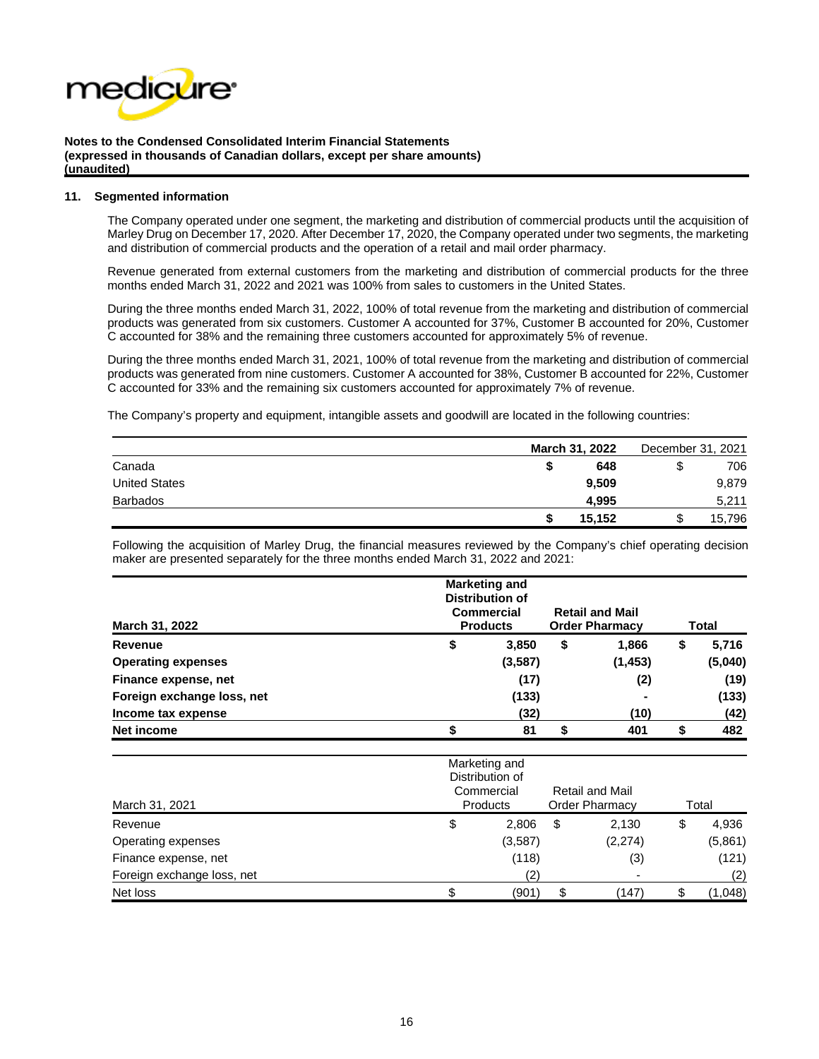**Notes to the Condensed Consolidated Interim Financial Statements**
**(expressed in thousands of Canadian dollars, except per share amounts)**
**(unaudited)**

## 11. Segmented information

The Company operated under one segment, the marketing and distribution of commercial products until the acquisition of Marley Drug on December 17, 2020. After December 17, 2020, the Company operated under two segments, the marketing and distribution of commercial products and the operation of a retail and mail order pharmacy.

Revenue generated from external customers from the marketing and distribution of commercial products for the three months ended March 31, 2022 and 2021 was 100% from sales to customers in the United States.

During the three months ended March 31, 2022, 100% of total revenue from the marketing and distribution of commercial products was generated from six customers. Customer A accounted for 37%, Customer B accounted for 20%, Customer C accounted for 38% and the remaining three customers accounted for approximately 5% of revenue.

During the three months ended March 31, 2021, 100% of total revenue from the marketing and distribution of commercial products was generated from nine customers. Customer A accounted for 38%, Customer B accounted for 22%, Customer C accounted for 33% and the remaining six customers accounted for approximately 7% of revenue.

The Company's property and equipment, intangible assets and goodwill are located in the following countries:

| | **March 31, 2022** | December 31, 2021 |
|---|---|---|
| Canada | **$ 648** | $ 706 |
| United States | **9,509** | 9,879 |
| Barbados | **4,995** | 5,211 |
| | **$ 15,152** | $ 15,796 |

Following the acquisition of Marley Drug, the financial measures reviewed by the Company's chief operating decision maker are presented separately for the three months ended March 31, 2022 and 2021:

| **March 31, 2022** | **Marketing and Distribution of Commercial Products** | **Retail and Mail Order Pharmacy** | **Total** |
|---|---|---|---|
| **Revenue** | **$ 3,850** | **$ 1,866** | **$ 5,716** |
| **Operating expenses** | **(3,587)** | **(1,453)** | **(5,040)** |
| **Finance expense, net** | **(17)** | **(2)** | **(19)** |
| **Foreign exchange loss, net** | **(133)** | **-** | **(133)** |
| **Income tax expense** | **(32)** | **(10)** | **(42)** |
| **Net income** | **$ 81** | **$ 401** | **$ 482** |

| March 31, 2021 | Marketing and Distribution of Commercial Products | Retail and Mail Order Pharmacy | Total |
|---|---|---|---|
| Revenue | $ 2,806 | $ 2,130 | $ 4,936 |
| Operating expenses | (3,587) | (2,274) | (5,861) |
| Finance expense, net | (118) | (3) | (121) |
| Foreign exchange loss, net | (2) | - | (2) |
| Net loss | $ (901) | $ (147) | $ (1,048) |